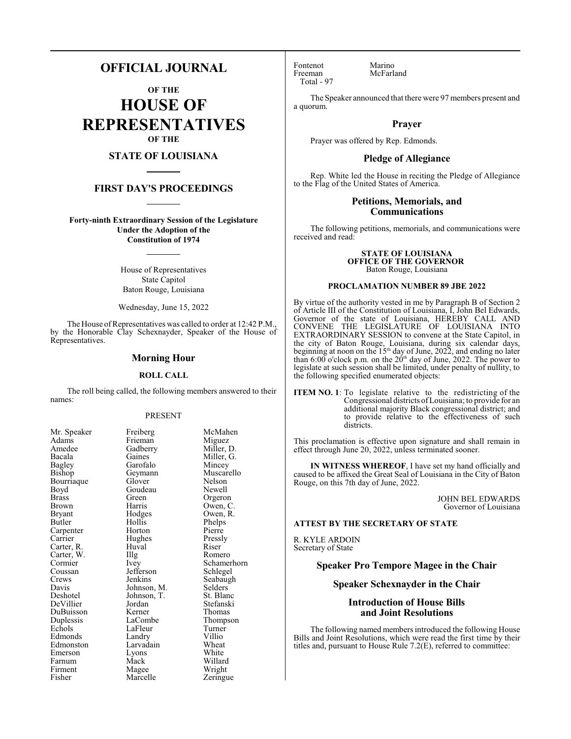# OFFICIAL JOURNAL

## OF THE

# HOUSE OF REPRESENTATIVES

## OF THE

## STATE OF LOUISIANA

## FIRST DAY'S PROCEEDINGS

**Forty-ninth Extraordinary Session of the Legislature Under the Adoption of the Constitution of 1974**

House of Representatives
State Capitol
Baton Rouge, Louisiana

Wednesday, June 15, 2022

The House of Representatives was called to order at 12:42 P.M., by the Honorable Clay Schexnayder, Speaker of the House of Representatives.

## Morning Hour

### ROLL CALL

The roll being called, the following members answered to their names:

PRESENT

| | | |
|---|---|---|
| Mr. Speaker | Freiberg | McMahen |
| Adams | Frieman | Miguez |
| Amedee | Gadberry | Miller, D. |
| Bacala | Gaines | Miller, G. |
| Bagley | Garofalo | Mincey |
| Bishop | Geymann | Muscarello |
| Bourriaque | Glover | Nelson |
| Boyd | Goudeau | Newell |
| Brass | Green | Orgeron |
| Brown | Harris | Owen, C. |
| Bryant | Hodges | Owen, R. |
| Butler | Hollis | Phelps |
| Carpenter | Horton | Pierre |
| Carrier | Hughes | Pressly |
| Carter, R. | Huval | Riser |
| Carter, W. | Illg | Romero |
| Cormier | Ivey | Schamerhorn |
| Coussan | Jefferson | Schlegel |
| Crews | Jenkins | Seabaugh |
| Davis | Johnson, M. | Selders |
| Deshotel | Johnson, T. | St. Blanc |
| DeVillier | Jordan | Stefanski |
| DuBuisson | Kerner | Thomas |
| Duplessis | LaCombe | Thompson |
| Echols | LaFleur | Turner |
| Edmonds | Landry | Villio |
| Edmonston | Larvadain | Wheat |
| Emerson | Lyons | White |
| Farnum | Mack | Willard |
| Firment | Magee | Wright |
| Fisher | Marcelle | Zeringue |
| Fontenot | Marino | |
| Freeman | McFarland | |

Total - 97

The Speaker announced that there were 97 members present and a quorum.

## Prayer

Prayer was offered by Rep. Edmonds.

## Pledge of Allegiance

Rep. White led the House in reciting the Pledge of Allegiance to the Flag of the United States of America.

## Petitions, Memorials, and Communications

The following petitions, memorials, and communications were received and read:

**STATE OF LOUISIANA**
**OFFICE OF THE GOVERNOR**
Baton Rouge, Louisiana

**PROCLAMATION NUMBER 89 JBE 2022**

By virtue of the authority vested in me by Paragraph B of Section 2 of Article III of the Constitution of Louisiana, I, John Bel Edwards, Governor of the state of Louisiana, HEREBY CALL AND CONVENE THE LEGISLATURE OF LOUISIANA INTO EXTRAORDINARY SESSION to convene at the State Capitol, in the city of Baton Rouge, Louisiana, during six calendar days, beginning at noon on the 15th day of June, 2022, and ending no later than 6:00 o'clock p.m. on the 20th day of June, 2022. The power to legislate at such session shall be limited, under penalty of nullity, to the following specified enumerated objects:

**ITEM NO. 1**: To legislate relative to the redistricting of the Congressional districts of Louisiana; to provide for an additional majority Black congressional district; and to provide relative to the effectiveness of such districts.

This proclamation is effective upon signature and shall remain in effect through June 20, 2022, unless terminated sooner.

**IN WITNESS WHEREOF**, I have set my hand officially and caused to be affixed the Great Seal of Louisiana in the City of Baton Rouge, on this 7th day of June, 2022.

JOHN BEL EDWARDS
Governor of Louisiana

**ATTEST BY THE SECRETARY OF STATE**

R. KYLE ARDOIN
Secretary of State

## Speaker Pro Tempore Magee in the Chair

## Speaker Schexnayder in the Chair

## Introduction of House Bills and Joint Resolutions

The following named members introduced the following House Bills and Joint Resolutions, which were read the first time by their titles and, pursuant to House Rule 7.2(E), referred to committee: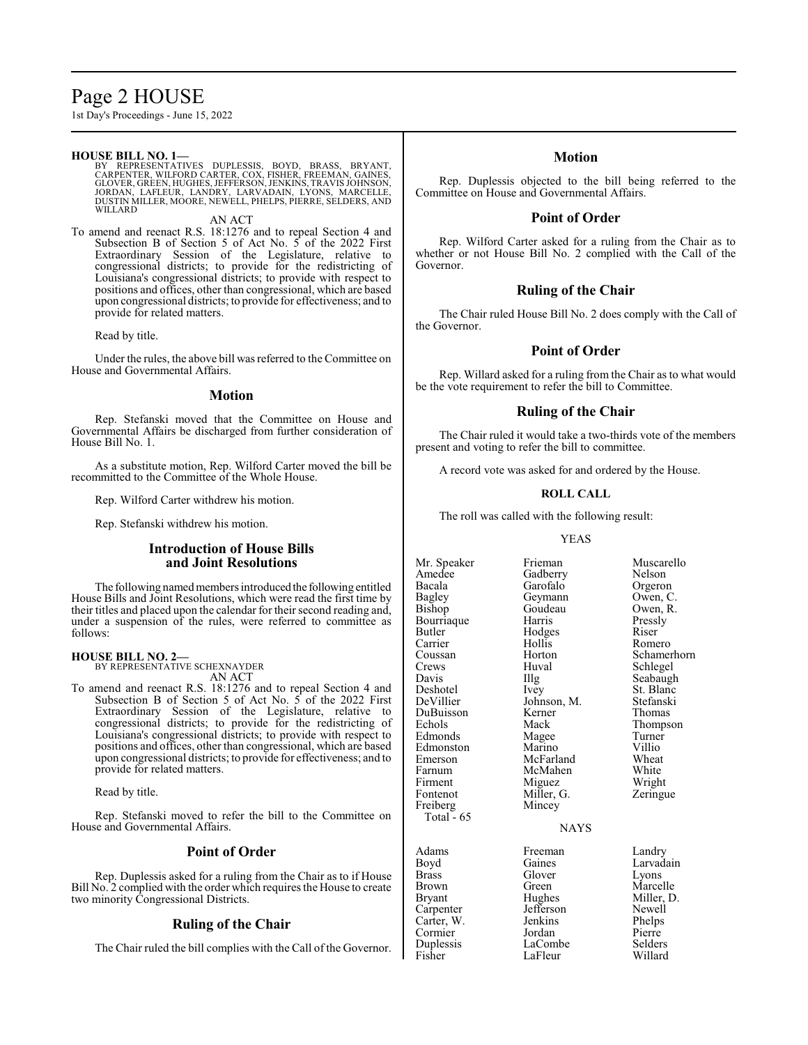**HOUSE BILL NO. 1—**

BY REPRESENTATIVES DUPLESSIS, BOYD, BRASS, BRYANT, CARPENTER, WILFORD CARTER, COX, FISHER, FREEMAN, GAINES, GLOVER, GREEN, HUGHES, JEFFERSON, JENKINS, TRAVIS JOHNSON, JORDAN, LAFLEUR, LANDRY, LARVADAIN, LYONS, MARCELLE, DUSTIN MILLER, MOORE, NEWELL, PHELPS, PIERRE, SELDERS, AND WILLARD

AN ACT

To amend and reenact R.S. 18:1276 and to repeal Section 4 and Subsection B of Section 5 of Act No. 5 of the 2022 First Extraordinary Session of the Legislature, relative to congressional districts; to provide for the redistricting of Louisiana's congressional districts; to provide with respect to positions and offices, other than congressional, which are based upon congressional districts; to provide for effectiveness; and to provide for related matters.

Read by title.

Under the rules, the above bill was referred to the Committee on House and Governmental Affairs.

## Motion

Rep. Stefanski moved that the Committee on House and Governmental Affairs be discharged from further consideration of House Bill No. 1.

As a substitute motion, Rep. Wilford Carter moved the bill be recommitted to the Committee of the Whole House.

Rep. Wilford Carter withdrew his motion.

Rep. Stefanski withdrew his motion.

## Introduction of House Bills and Joint Resolutions

The following named members introduced the following entitled House Bills and Joint Resolutions, which were read the first time by their titles and placed upon the calendar for their second reading and, under a suspension of the rules, were referred to committee as follows:

**HOUSE BILL NO. 2—**

BY REPRESENTATIVE SCHEXNAYDER

AN ACT

To amend and reenact R.S. 18:1276 and to repeal Section 4 and Subsection B of Section 5 of Act No. 5 of the 2022 First Extraordinary Session of the Legislature, relative to congressional districts; to provide for the redistricting of Louisiana's congressional districts; to provide with respect to positions and offices, other than congressional, which are based upon congressional districts; to provide for effectiveness; and to provide for related matters.

Read by title.

Rep. Stefanski moved to refer the bill to the Committee on House and Governmental Affairs.

## Point of Order

Rep. Duplessis asked for a ruling from the Chair as to if House Bill No. 2 complied with the order which requires the House to create two minority Congressional Districts.

## Ruling of the Chair

The Chair ruled the bill complies with the Call of the Governor.

## Motion

Rep. Duplessis objected to the bill being referred to the Committee on House and Governmental Affairs.

## Point of Order

Rep. Wilford Carter asked for a ruling from the Chair as to whether or not House Bill No. 2 complied with the Call of the Governor.

## Ruling of the Chair

The Chair ruled House Bill No. 2 does comply with the Call of the Governor.

## Point of Order

Rep. Willard asked for a ruling from the Chair as to what would be the vote requirement to refer the bill to Committee.

## Ruling of the Chair

The Chair ruled it would take a two-thirds vote of the members present and voting to refer the bill to committee.

A record vote was asked for and ordered by the House.

**ROLL CALL**

The roll was called with the following result:

YEAS

| | | |
|---|---|---|
| Mr. Speaker | Frieman | Muscarello |
| Amedee | Gadberry | Nelson |
| Bacala | Garofalo | Orgeron |
| Bagley | Geymann | Owen, C. |
| Bishop | Goudeau | Owen, R. |
| Bourriaque | Harris | Pressly |
| Butler | Hodges | Riser |
| Carrier | Hollis | Romero |
| Coussan | Horton | Schamerhorn |
| Crews | Huval | Schlegel |
| Davis | Illg | Seabaugh |
| Deshotel | Ivey | St. Blanc |
| DeVillier | Johnson, M. | Stefanski |
| DuBuisson | Kerner | Thomas |
| Echols | Mack | Thompson |
| Edmonds | Magee | Turner |
| Edmonston | Marino | Villio |
| Emerson | McFarland | Wheat |
| Farnum | McMahen | White |
| Firment | Miguez | Wright |
| Fontenot | Miller, G. | Zeringue |
| Freiberg | Mincey | |

Total - 65

NAYS

| | | |
|---|---|---|
| Adams | Freeman | Landry |
| Boyd | Gaines | Larvadain |
| Brass | Glover | Lyons |
| Brown | Green | Marcelle |
| Bryant | Hughes | Miller, D. |
| Carpenter | Jefferson | Newell |
| Carter, W. | Jenkins | Phelps |
| Cormier | Jordan | Pierre |
| Duplessis | LaCombe | Selders |
| Fisher | LaFleur | Willard |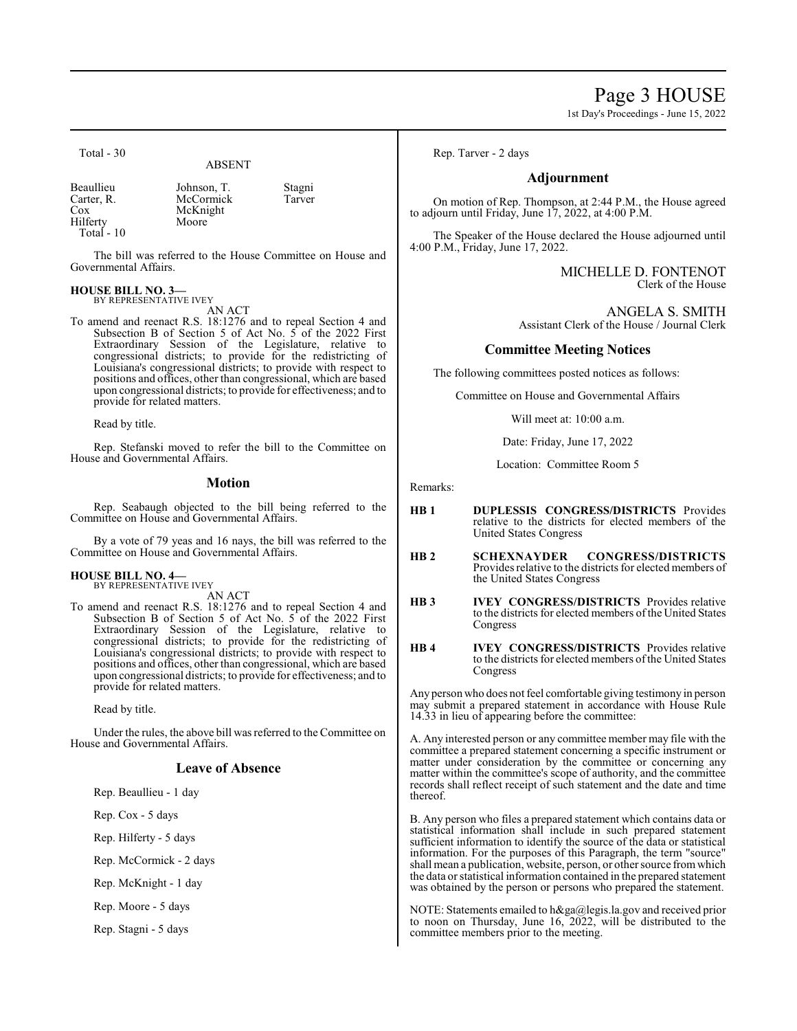Total - 30

ABSENT

| | | |
|---|---|---|
| Beaullieu | Johnson, T. | Stagni |
| Carter, R. | McCormick | Tarver |
| Cox | McKnight | |
| Hilferty | Moore | |

Total - 10

The bill was referred to the House Committee on House and Governmental Affairs.

**HOUSE BILL NO. 3—**
BY REPRESENTATIVE IVEY

AN ACT

To amend and reenact R.S. 18:1276 and to repeal Section 4 and Subsection B of Section 5 of Act No. 5 of the 2022 First Extraordinary Session of the Legislature, relative to congressional districts; to provide for the redistricting of Louisiana's congressional districts; to provide with respect to positions and offices, other than congressional, which are based upon congressional districts; to provide for effectiveness; and to provide for related matters.

Read by title.

Rep. Stefanski moved to refer the bill to the Committee on House and Governmental Affairs.

## Motion

Rep. Seabaugh objected to the bill being referred to the Committee on House and Governmental Affairs.

By a vote of 79 yeas and 16 nays, the bill was referred to the Committee on House and Governmental Affairs.

**HOUSE BILL NO. 4—**
BY REPRESENTATIVE IVEY

AN ACT

To amend and reenact R.S. 18:1276 and to repeal Section 4 and Subsection B of Section 5 of Act No. 5 of the 2022 First Extraordinary Session of the Legislature, relative to congressional districts; to provide for the redistricting of Louisiana's congressional districts; to provide with respect to positions and offices, other than congressional, which are based upon congressional districts; to provide for effectiveness; and to provide for related matters.

Read by title.

Under the rules, the above bill was referred to the Committee on House and Governmental Affairs.

## Leave of Absence

Rep. Beaullieu - 1 day

Rep. Cox - 5 days

Rep. Hilferty - 5 days

Rep. McCormick - 2 days

Rep. McKnight - 1 day

Rep. Moore - 5 days

Rep. Stagni - 5 days

Rep. Tarver - 2 days

## Adjournment

On motion of Rep. Thompson, at 2:44 P.M., the House agreed to adjourn until Friday, June 17, 2022, at 4:00 P.M.

The Speaker of the House declared the House adjourned until 4:00 P.M., Friday, June 17, 2022.

MICHELLE D. FONTENOT
Clerk of the House

ANGELA S. SMITH
Assistant Clerk of the House / Journal Clerk

## Committee Meeting Notices

The following committees posted notices as follows:

Committee on House and Governmental Affairs

Will meet at: 10:00 a.m.

Date: Friday, June 17, 2022

Location: Committee Room 5

Remarks:

**HB 1** **DUPLESSIS CONGRESS/DISTRICTS** Provides relative to the districts for elected members of the United States Congress

**HB 2** **SCHEXNAYDER CONGRESS/DISTRICTS** Provides relative to the districts for elected members of the United States Congress

**HB 3** **IVEY CONGRESS/DISTRICTS** Provides relative to the districts for elected members of the United States Congress

**HB 4** **IVEY CONGRESS/DISTRICTS** Provides relative to the districts for elected members of the United States Congress

Any person who does not feel comfortable giving testimony in person may submit a prepared statement in accordance with House Rule 14.33 in lieu of appearing before the committee:

A. Any interested person or any committee member may file with the committee a prepared statement concerning a specific instrument or matter under consideration by the committee or concerning any matter within the committee's scope of authority, and the committee records shall reflect receipt of such statement and the date and time thereof.

B. Any person who files a prepared statement which contains data or statistical information shall include in such prepared statement sufficient information to identify the source of the data or statistical information. For the purposes of this Paragraph, the term "source" shall mean a publication, website, person, or other source from which the data or statistical information contained in the prepared statement was obtained by the person or persons who prepared the statement.

NOTE: Statements emailed to h&ga@legis.la.gov and received prior to noon on Thursday, June 16, 2022, will be distributed to the committee members prior to the meeting.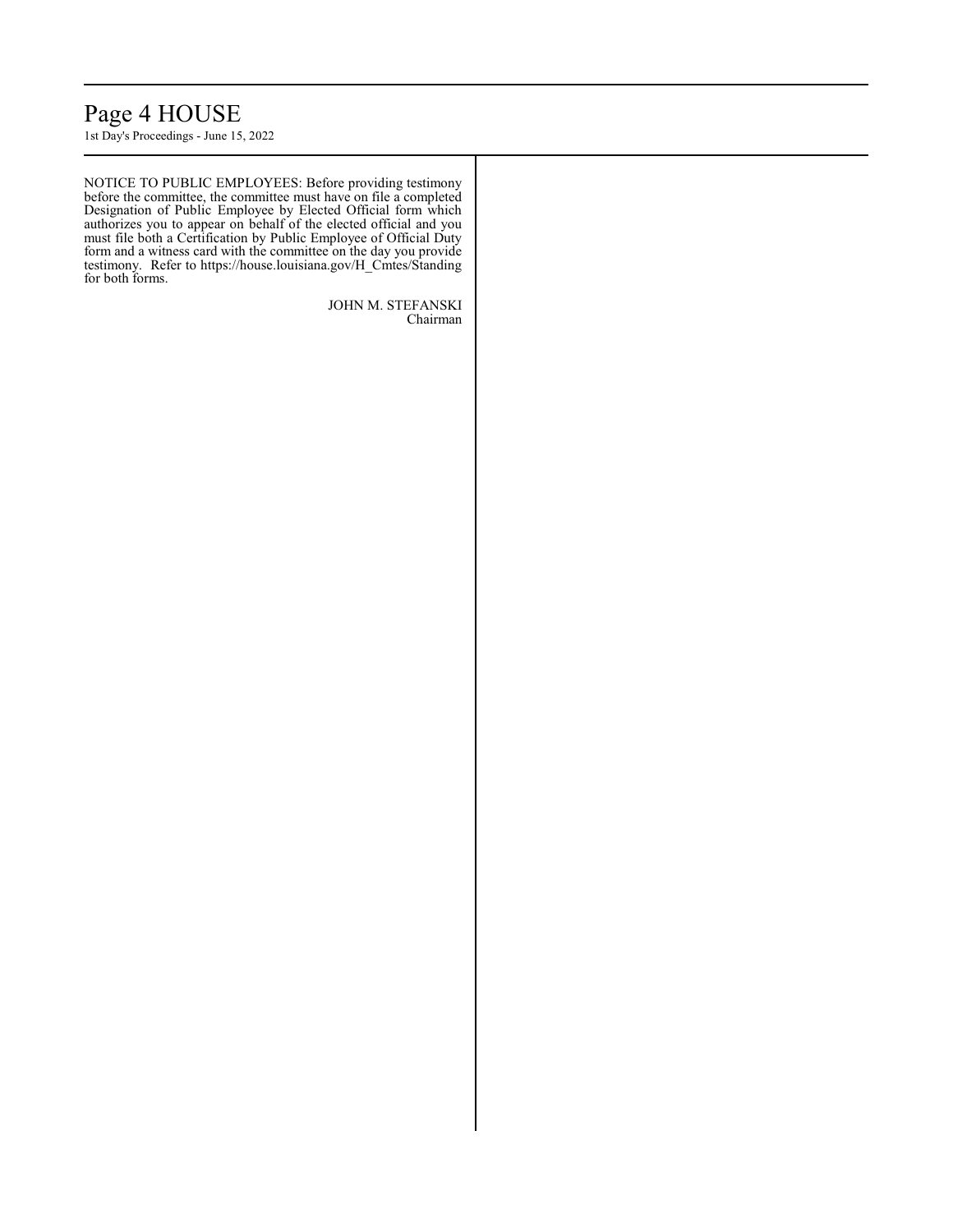NOTICE TO PUBLIC EMPLOYEES: Before providing testimony before the committee, the committee must have on file a completed Designation of Public Employee by Elected Official form which authorizes you to appear on behalf of the elected official and you must file both a Certification by Public Employee of Official Duty form and a witness card with the committee on the day you provide testimony. Refer to https://house.louisiana.gov/H_Cmtes/Standing for both forms.

JOHN M. STEFANSKI
Chairman